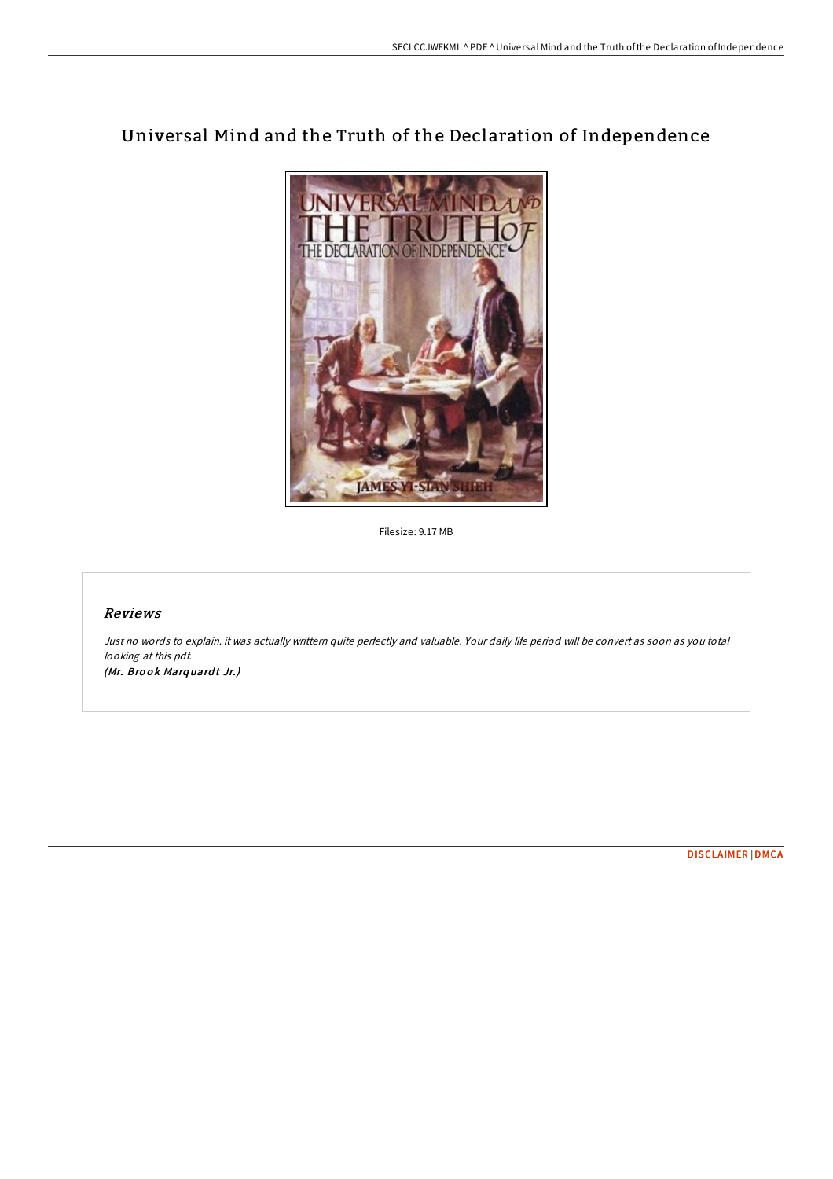# Universal Mind and the Truth of the Declaration of Independence

Filesize: 9.17 MB

## *Reviews*

*Just no words to explain. it was actually writtern quite perfectly and valuable. Your daily life period will be convert as soon as you total looking at this pdf.*

***(Mr. Brook Marquardt Jr.)***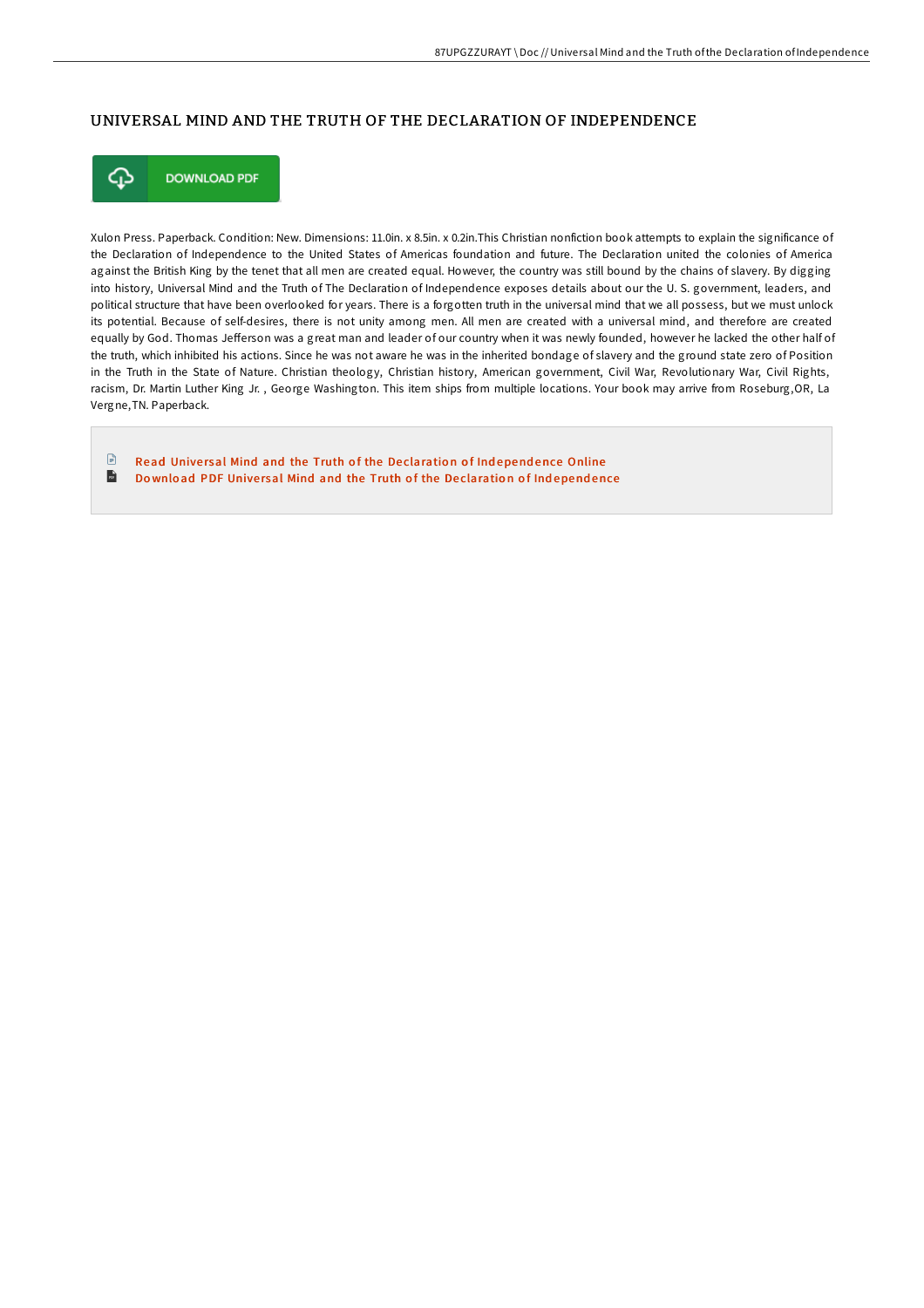# UNIVERSAL MIND AND THE TRUTH OF THE DECLARATION OF INDEPENDENCE

DOWNLOAD PDF

Xulon Press. Paperback. Condition: New. Dimensions: 11.0in. x 8.5in. x 0.2in.This Christian nonfiction book attempts to explain the significance of the Declaration of Independence to the United States of Americas foundation and future. The Declaration united the colonies of America against the British King by the tenet that all men are created equal. However, the country was still bound by the chains of slavery. By digging into history, Universal Mind and the Truth of The Declaration of Independence exposes details about our the U. S. government, leaders, and political structure that have been overlooked for years. There is a forgotten truth in the universal mind that we all possess, but we must unlock its potential. Because of self-desires, there is not unity among men. All men are created with a universal mind, and therefore are created equally by God. Thomas Jefferson was a great man and leader of our country when it was newly founded, however he lacked the other half of the truth, which inhibited his actions. Since he was not aware he was in the inherited bondage of slavery and the ground state zero of Position in the Truth in the State of Nature. Christian theology, Christian history, American government, Civil War, Revolutionary War, Civil Rights, racism, Dr. Martin Luther King Jr. , George Washington. This item ships from multiple locations. Your book may arrive from Roseburg,OR, La Vergne,TN. Paperback.

Read Universal Mind and the Truth of the Declaration of Independence Online

Download PDF Universal Mind and the Truth of the Declaration of Independence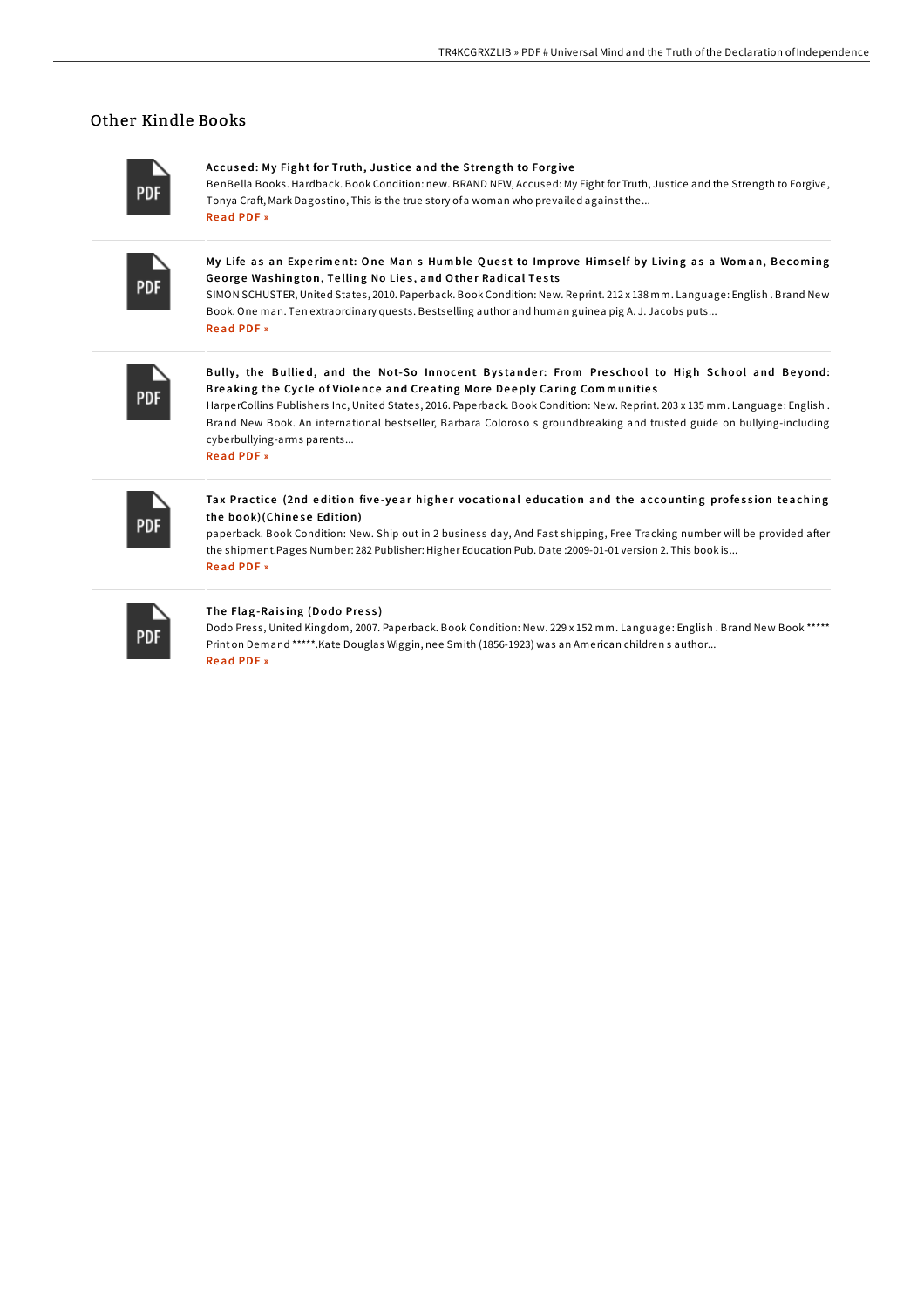## Other Kindle Books

**Accused: My Fight for Truth, Justice and the Strength to Forgive**

BenBella Books. Hardback. Book Condition: new. BRAND NEW, Accused: My Fight for Truth, Justice and the Strength to Forgive, Tonya Craft, Mark Dagostino, This is the true story of a woman who prevailed against the...

Read PDF »

**My Life as an Experiment: One Man s Humble Quest to Improve Himself by Living as a Woman, Becoming George Washington, Telling No Lies, and Other Radical Tests**

SIMON SCHUSTER, United States, 2010. Paperback. Book Condition: New. Reprint. 212 x 138 mm. Language: English . Brand New Book. One man. Ten extraordinary quests. Bestselling author and human guinea pig A. J. Jacobs puts...

Read PDF »

**Bully, the Bullied, and the Not-So Innocent Bystander: From Preschool to High School and Beyond: Breaking the Cycle of Violence and Creating More Deeply Caring Communities**

HarperCollins Publishers Inc, United States, 2016. Paperback. Book Condition: New. Reprint. 203 x 135 mm. Language: English . Brand New Book. An international bestseller, Barbara Coloroso s groundbreaking and trusted guide on bullying-including cyberbullying-arms parents...

Read PDF »

**Tax Practice (2nd edition five-year higher vocational education and the accounting profession teaching the book)(Chinese Edition)**

paperback. Book Condition: New. Ship out in 2 business day, And Fast shipping, Free Tracking number will be provided after the shipment.Pages Number: 282 Publisher: Higher Education Pub. Date :2009-01-01 version 2. This book is...

Read PDF »

**The Flag-Raising (Dodo Press)**

Dodo Press, United Kingdom, 2007. Paperback. Book Condition: New. 229 x 152 mm. Language: English . Brand New Book ***** Print on Demand *****.Kate Douglas Wiggin, nee Smith (1856-1923) was an American children s author...

Read PDF »